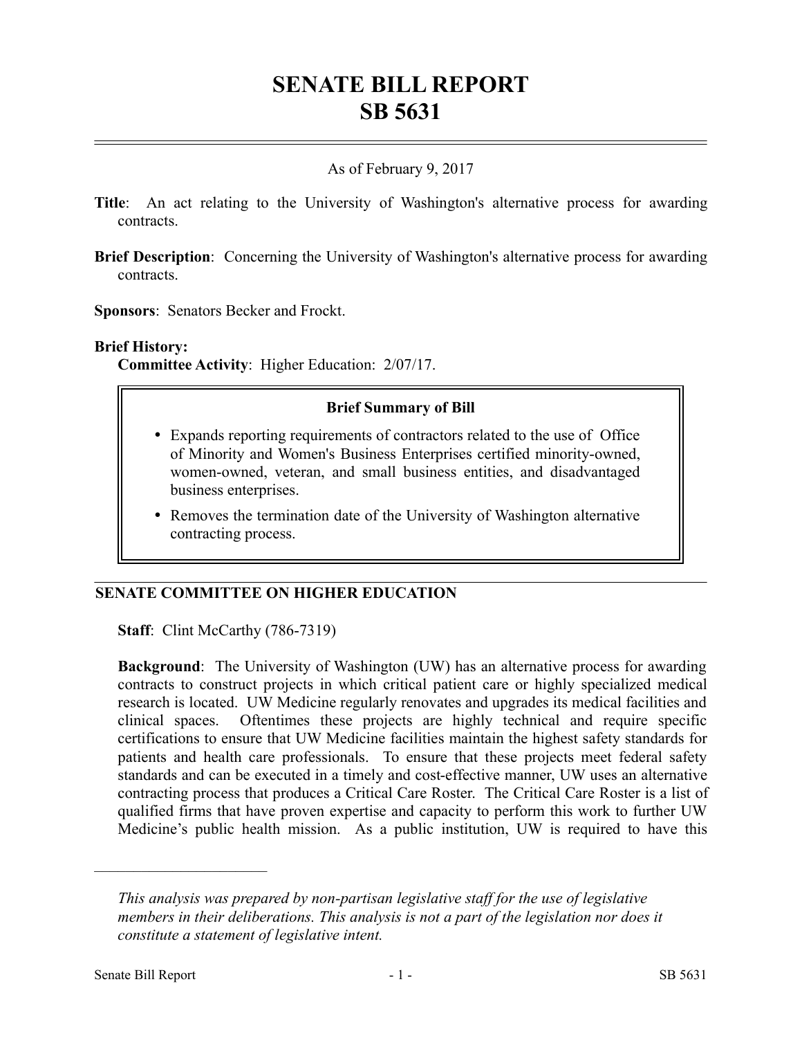# SENATE BILL REPORT
# SB 5631

As of February 9, 2017

**Title**: An act relating to the University of Washington's alternative process for awarding contracts.

**Brief Description**: Concerning the University of Washington's alternative process for awarding contracts.

**Sponsors**: Senators Becker and Frockt.

**Brief History:**
**Committee Activity**: Higher Education: 2/07/17.

**Brief Summary of Bill**

- Expands reporting requirements of contractors related to the use of Office of Minority and Women's Business Enterprises certified minority-owned, women-owned, veteran, and small business entities, and disadvantaged business enterprises.
- Removes the termination date of the University of Washington alternative contracting process.

## SENATE COMMITTEE ON HIGHER EDUCATION

**Staff**: Clint McCarthy (786-7319)

**Background**: The University of Washington (UW) has an alternative process for awarding contracts to construct projects in which critical patient care or highly specialized medical research is located. UW Medicine regularly renovates and upgrades its medical facilities and clinical spaces. Oftentimes these projects are highly technical and require specific certifications to ensure that UW Medicine facilities maintain the highest safety standards for patients and health care professionals. To ensure that these projects meet federal safety standards and can be executed in a timely and cost-effective manner, UW uses an alternative contracting process that produces a Critical Care Roster. The Critical Care Roster is a list of qualified firms that have proven expertise and capacity to perform this work to further UW Medicine's public health mission. As a public institution, UW is required to have this

---

*This analysis was prepared by non-partisan legislative staff for the use of legislative members in their deliberations. This analysis is not a part of the legislation nor does it constitute a statement of legislative intent.*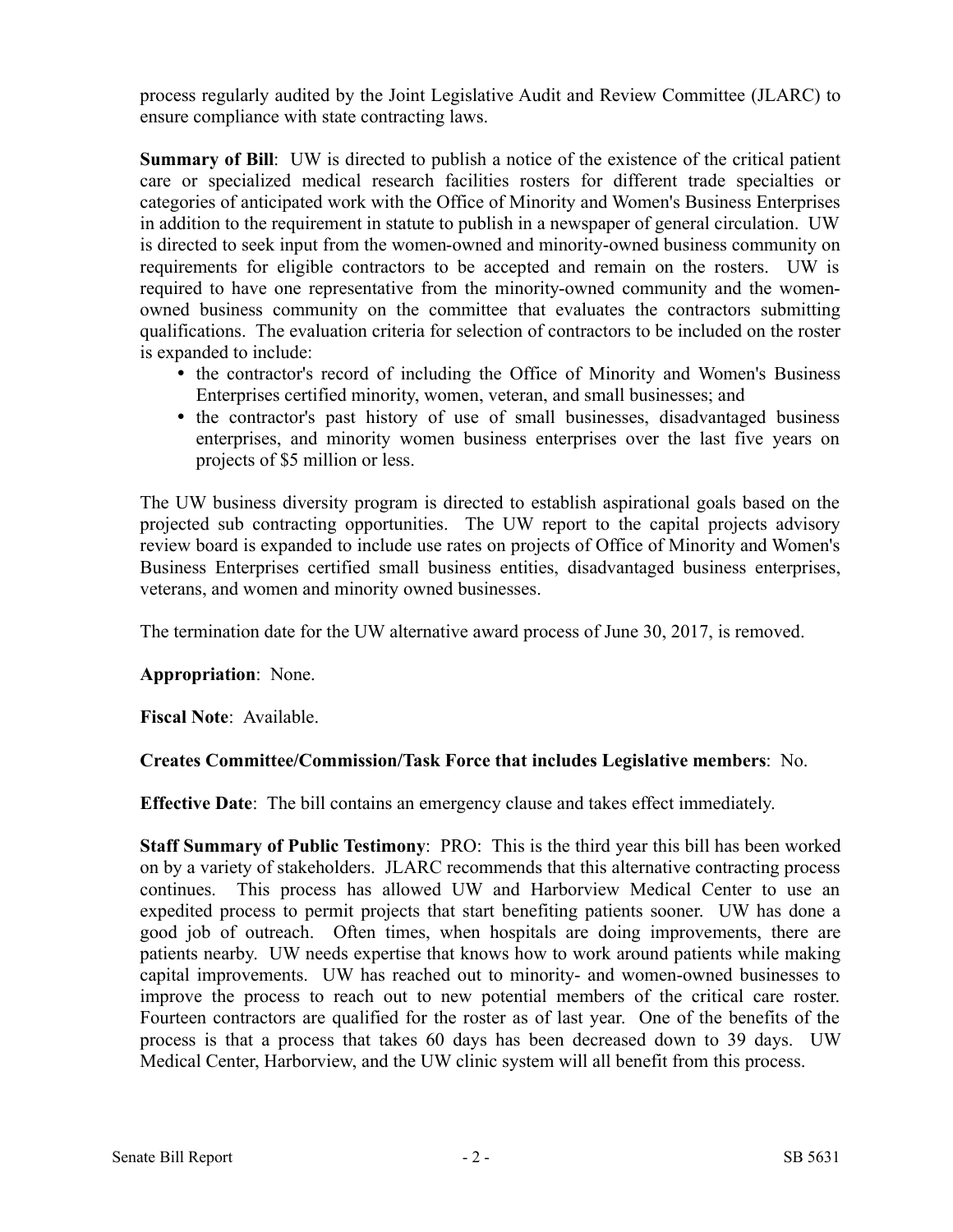process regularly audited by the Joint Legislative Audit and Review Committee (JLARC) to ensure compliance with state contracting laws.

**Summary of Bill**: UW is directed to publish a notice of the existence of the critical patient care or specialized medical research facilities rosters for different trade specialties or categories of anticipated work with the Office of Minority and Women's Business Enterprises in addition to the requirement in statute to publish in a newspaper of general circulation. UW is directed to seek input from the women-owned and minority-owned business community on requirements for eligible contractors to be accepted and remain on the rosters. UW is required to have one representative from the minority-owned community and the women-owned business community on the committee that evaluates the contractors submitting qualifications. The evaluation criteria for selection of contractors to be included on the roster is expanded to include:

- the contractor's record of including the Office of Minority and Women's Business Enterprises certified minority, women, veteran, and small businesses; and
- the contractor's past history of use of small businesses, disadvantaged business enterprises, and minority women business enterprises over the last five years on projects of $5 million or less.

The UW business diversity program is directed to establish aspirational goals based on the projected sub contracting opportunities. The UW report to the capital projects advisory review board is expanded to include use rates on projects of Office of Minority and Women's Business Enterprises certified small business entities, disadvantaged business enterprises, veterans, and women and minority owned businesses.

The termination date for the UW alternative award process of June 30, 2017, is removed.

**Appropriation**: None.

**Fiscal Note**: Available.

**Creates Committee/Commission/Task Force that includes Legislative members**: No.

**Effective Date**: The bill contains an emergency clause and takes effect immediately.

**Staff Summary of Public Testimony**: PRO: This is the third year this bill has been worked on by a variety of stakeholders. JLARC recommends that this alternative contracting process continues. This process has allowed UW and Harborview Medical Center to use an expedited process to permit projects that start benefiting patients sooner. UW has done a good job of outreach. Often times, when hospitals are doing improvements, there are patients nearby. UW needs expertise that knows how to work around patients while making capital improvements. UW has reached out to minority- and women-owned businesses to improve the process to reach out to new potential members of the critical care roster. Fourteen contractors are qualified for the roster as of last year. One of the benefits of the process is that a process that takes 60 days has been decreased down to 39 days. UW Medical Center, Harborview, and the UW clinic system will all benefit from this process.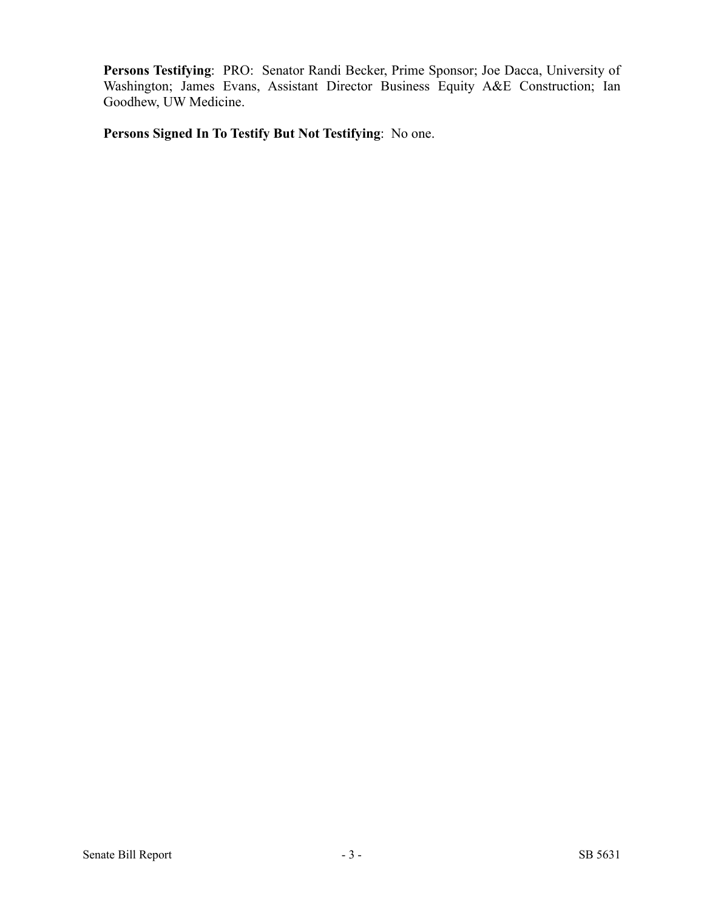**Persons Testifying**: PRO: Senator Randi Becker, Prime Sponsor; Joe Dacca, University of Washington; James Evans, Assistant Director Business Equity A&E Construction; Ian Goodhew, UW Medicine.

**Persons Signed In To Testify But Not Testifying**: No one.